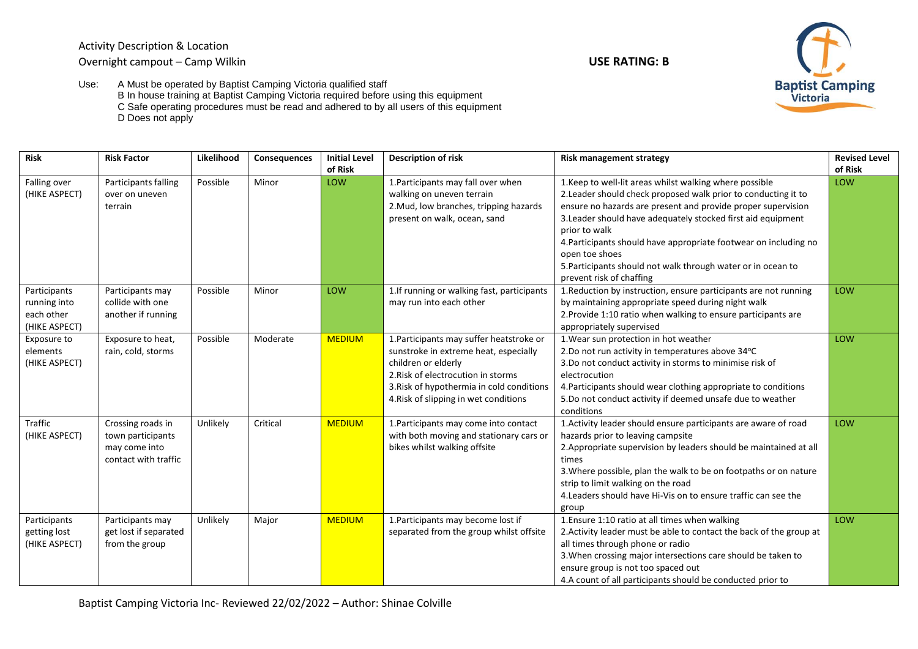Activity Description & Location

Overnight campout – Camp Wilkin

**USE RATING: B**

Use:
- A Must be operated by Baptist Camping Victoria qualified staff
- B In house training at Baptist Camping Victoria required before using this equipment
- C Safe operating procedures must be read and adhered to by all users of this equipment
- D Does not apply

| Risk | Risk Factor | Likelihood | Consequences | Initial Level of Risk | Description of risk | Risk management strategy | Revised Level of Risk |
|---|---|---|---|---|---|---|---|
| Falling over (HIKE ASPECT) | Participants falling over on uneven terrain | Possible | Minor | LOW | 1.Participants may fall over when walking on uneven terrain<br>2.Mud, low branches, tripping hazards present on walk, ocean, sand | 1.Keep to well-lit areas whilst walking where possible<br>2.Leader should check proposed walk prior to conducting it to ensure no hazards are present and provide proper supervision<br>3.Leader should have adequately stocked first aid equipment prior to walk<br>4.Participants should have appropriate footwear on including no open toe shoes<br>5.Participants should not walk through water or in ocean to prevent risk of chaffing | LOW |
| Participants running into each other (HIKE ASPECT) | Participants may collide with one another if running | Possible | Minor | LOW | 1.If running or walking fast, participants may run into each other | 1.Reduction by instruction, ensure participants are not running by maintaining appropriate speed during night walk<br>2.Provide 1:10 ratio when walking to ensure participants are appropriately supervised | LOW |
| Exposure to elements (HIKE ASPECT) | Exposure to heat, rain, cold, storms | Possible | Moderate | MEDIUM | 1.Participants may suffer heatstroke or sunstroke in extreme heat, especially children or elderly<br>2.Risk of electrocution in storms<br>3.Risk of hypothermia in cold conditions<br>4.Risk of slipping in wet conditions | 1.Wear sun protection in hot weather<br>2.Do not run activity in temperatures above 34°C<br>3.Do not conduct activity in storms to minimise risk of electrocution<br>4.Participants should wear clothing appropriate to conditions<br>5.Do not conduct activity if deemed unsafe due to weather conditions | LOW |
| Traffic (HIKE ASPECT) | Crossing roads in town participants may come into contact with traffic | Unlikely | Critical | MEDIUM | 1.Participants may come into contact with both moving and stationary cars or bikes whilst walking offsite | 1.Activity leader should ensure participants are aware of road hazards prior to leaving campsite<br>2.Appropriate supervision by leaders should be maintained at all times<br>3.Where possible, plan the walk to be on footpaths or on nature strip to limit walking on the road<br>4.Leaders should have Hi-Vis on to ensure traffic can see the group | LOW |
| Participants getting lost (HIKE ASPECT) | Participants may get lost if separated from the group | Unlikely | Major | MEDIUM | 1.Participants may become lost if separated from the group whilst offsite | 1.Ensure 1:10 ratio at all times when walking<br>2.Activity leader must be able to contact the back of the group at all times through phone or radio<br>3.When crossing major intersections care should be taken to ensure group is not too spaced out<br>4.A count of all participants should be conducted prior to | LOW |

Baptist Camping Victoria Inc- Reviewed 22/02/2022 – Author: Shinae Colville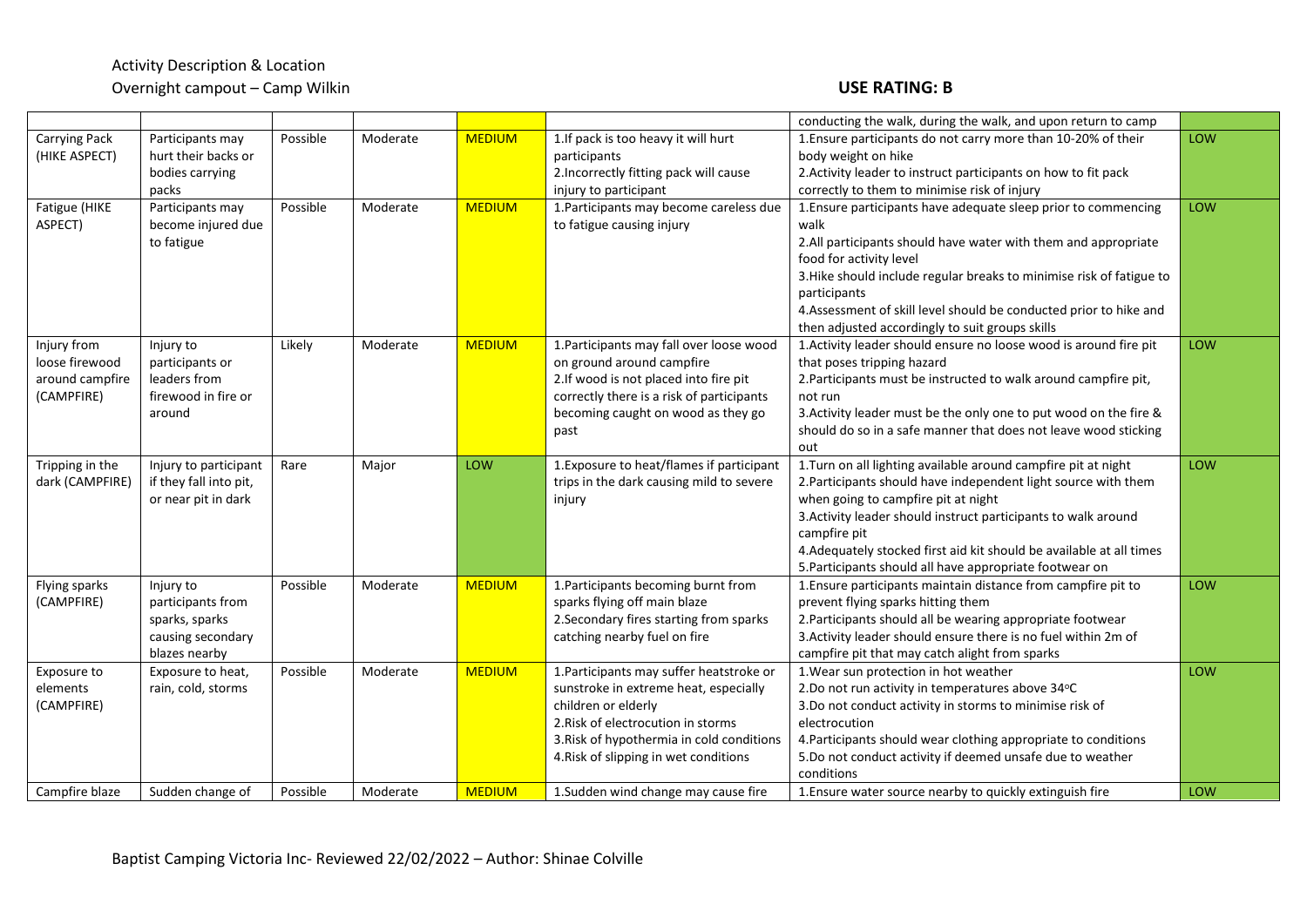Activity Description & Location

Overnight campout – Camp Wilkin

**USE RATING: B**

| | | | | | | | |
|---|---|---|---|---|---|---|---|
| | | | | | | conducting the walk, during the walk, and upon return to camp | |
| Carrying Pack (HIKE ASPECT) | Participants may hurt their backs or bodies carrying packs | Possible | Moderate | MEDIUM | 1.If pack is too heavy it will hurt participants<br>2.Incorrectly fitting pack will cause injury to participant | 1.Ensure participants do not carry more than 10-20% of their body weight on hike<br>2.Activity leader to instruct participants on how to fit pack correctly to them to minimise risk of injury | LOW |
| Fatigue (HIKE ASPECT) | Participants may become injured due to fatigue | Possible | Moderate | MEDIUM | 1.Participants may become careless due to fatigue causing injury | 1.Ensure participants have adequate sleep prior to commencing walk<br>2.All participants should have water with them and appropriate food for activity level<br>3.Hike should include regular breaks to minimise risk of fatigue to participants<br>4.Assessment of skill level should be conducted prior to hike and then adjusted accordingly to suit groups skills | LOW |
| Injury from loose firewood around campfire (CAMPFIRE) | Injury to participants or leaders from firewood in fire or around | Likely | Moderate | MEDIUM | 1.Participants may fall over loose wood on ground around campfire<br>2.If wood is not placed into fire pit correctly there is a risk of participants becoming caught on wood as they go past | 1.Activity leader should ensure no loose wood is around fire pit that poses tripping hazard<br>2.Participants must be instructed to walk around campfire pit, not run<br>3.Activity leader must be the only one to put wood on the fire & should do so in a safe manner that does not leave wood sticking out | LOW |
| Tripping in the dark (CAMPFIRE) | Injury to participant if they fall into pit, or near pit in dark | Rare | Major | LOW | 1.Exposure to heat/flames if participant trips in the dark causing mild to severe injury | 1.Turn on all lighting available around campfire pit at night<br>2.Participants should have independent light source with them when going to campfire pit at night<br>3.Activity leader should instruct participants to walk around campfire pit<br>4.Adequately stocked first aid kit should be available at all times<br>5.Participants should all have appropriate footwear on | LOW |
| Flying sparks (CAMPFIRE) | Injury to participants from sparks, sparks causing secondary blazes nearby | Possible | Moderate | MEDIUM | 1.Participants becoming burnt from sparks flying off main blaze<br>2.Secondary fires starting from sparks catching nearby fuel on fire | 1.Ensure participants maintain distance from campfire pit to prevent flying sparks hitting them<br>2.Participants should all be wearing appropriate footwear<br>3.Activity leader should ensure there is no fuel within 2m of campfire pit that may catch alight from sparks | LOW |
| Exposure to elements (CAMPFIRE) | Exposure to heat, rain, cold, storms | Possible | Moderate | MEDIUM | 1.Participants may suffer heatstroke or sunstroke in extreme heat, especially children or elderly<br>2.Risk of electrocution in storms<br>3.Risk of hypothermia in cold conditions<br>4.Risk of slipping in wet conditions | 1.Wear sun protection in hot weather<br>2.Do not run activity in temperatures above 34°C<br>3.Do not conduct activity in storms to minimise risk of electrocution<br>4.Participants should wear clothing appropriate to conditions<br>5.Do not conduct activity if deemed unsafe due to weather conditions | LOW |
| Campfire blaze | Sudden change of | Possible | Moderate | MEDIUM | 1.Sudden wind change may cause fire | 1.Ensure water source nearby to quickly extinguish fire | LOW |

Baptist Camping Victoria Inc- Reviewed 22/02/2022 – Author: Shinae Colville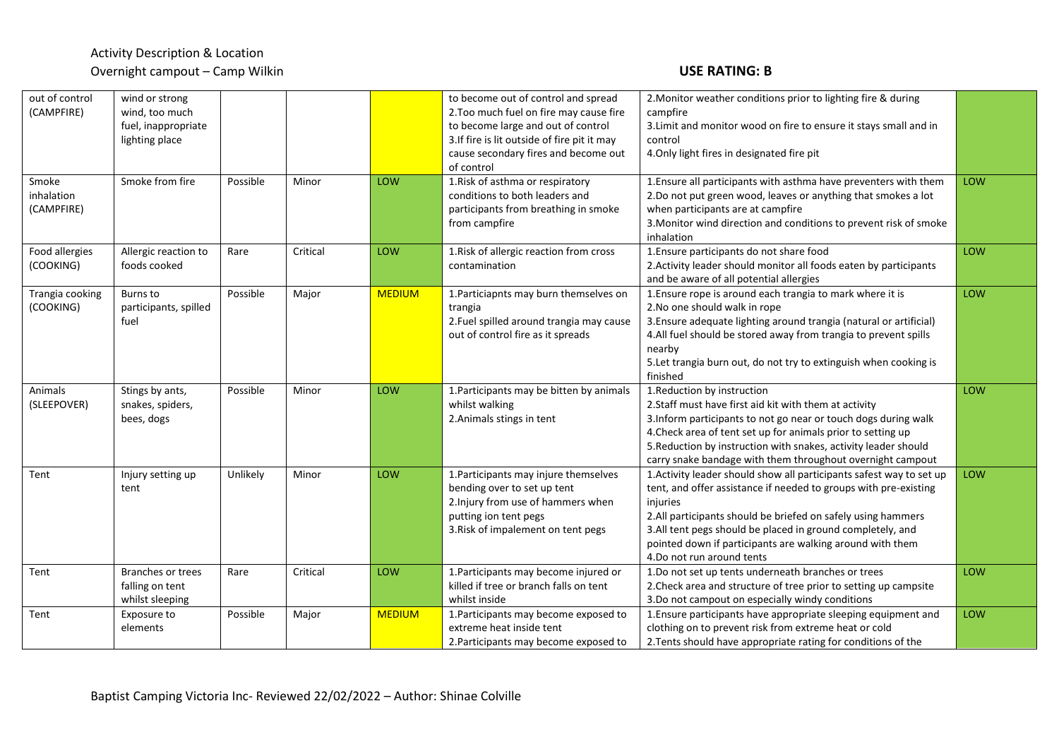Activity Description & Location

Overnight campout – Camp Wilkin

**USE RATING: B**

| | | | | | | | |
|---|---|---|---|---|---|---|---|
| out of control (CAMPFIRE) | wind or strong wind, too much fuel, inappropriate lighting place | | | | to become out of control and spread<br>2.Too much fuel on fire may cause fire to become large and out of control<br>3.If fire is lit outside of fire pit it may cause secondary fires and become out of control | 2.Monitor weather conditions prior to lighting fire & during campfire<br>3.Limit and monitor wood on fire to ensure it stays small and in control<br>4.Only light fires in designated fire pit | |
| Smoke inhalation (CAMPFIRE) | Smoke from fire | Possible | Minor | LOW | 1.Risk of asthma or respiratory conditions to both leaders and participants from breathing in smoke from campfire | 1.Ensure all participants with asthma have preventers with them<br>2.Do not put green wood, leaves or anything that smokes a lot when participants are at campfire<br>3.Monitor wind direction and conditions to prevent risk of smoke inhalation | LOW |
| Food allergies (COOKING) | Allergic reaction to foods cooked | Rare | Critical | LOW | 1.Risk of allergic reaction from cross contamination | 1.Ensure participants do not share food<br>2.Activity leader should monitor all foods eaten by participants and be aware of all potential allergies | LOW |
| Trangia cooking (COOKING) | Burns to participants, spilled fuel | Possible | Major | MEDIUM | 1.Particiapnts may burn themselves on trangia<br>2.Fuel spilled around trangia may cause out of control fire as it spreads | 1.Ensure rope is around each trangia to mark where it is<br>2.No one should walk in rope<br>3.Ensure adequate lighting around trangia (natural or artificial)<br>4.All fuel should be stored away from trangia to prevent spills nearby<br>5.Let trangia burn out, do not try to extinguish when cooking is finished | LOW |
| Animals (SLEEPOVER) | Stings by ants, snakes, spiders, bees, dogs | Possible | Minor | LOW | 1.Participants may be bitten by animals whilst walking<br>2.Animals stings in tent | 1.Reduction by instruction<br>2.Staff must have first aid kit with them at activity<br>3.Inform participants to not go near or touch dogs during walk<br>4.Check area of tent set up for animals prior to setting up<br>5.Reduction by instruction with snakes, activity leader should carry snake bandage with them throughout overnight campout | LOW |
| Tent | Injury setting up tent | Unlikely | Minor | LOW | 1.Participants may injure themselves bending over to set up tent<br>2.Injury from use of hammers when putting ion tent pegs<br>3.Risk of impalement on tent pegs | 1.Activity leader should show all participants safest way to set up tent, and offer assistance if needed to groups with pre-existing injuries<br>2.All participants should be briefed on safely using hammers<br>3.All tent pegs should be placed in ground completely, and pointed down if participants are walking around with them<br>4.Do not run around tents | LOW |
| Tent | Branches or trees falling on tent whilst sleeping | Rare | Critical | LOW | 1.Participants may become injured or killed if tree or branch falls on tent whilst inside | 1.Do not set up tents underneath branches or trees<br>2.Check area and structure of tree prior to setting up campsite<br>3.Do not campout on especially windy conditions | LOW |
| Tent | Exposure to elements | Possible | Major | MEDIUM | 1.Participants may become exposed to extreme heat inside tent<br>2.Participants may become exposed to | 1.Ensure participants have appropriate sleeping equipment and clothing on to prevent risk from extreme heat or cold<br>2.Tents should have appropriate rating for conditions of the | LOW |

Baptist Camping Victoria Inc- Reviewed 22/02/2022 – Author: Shinae Colville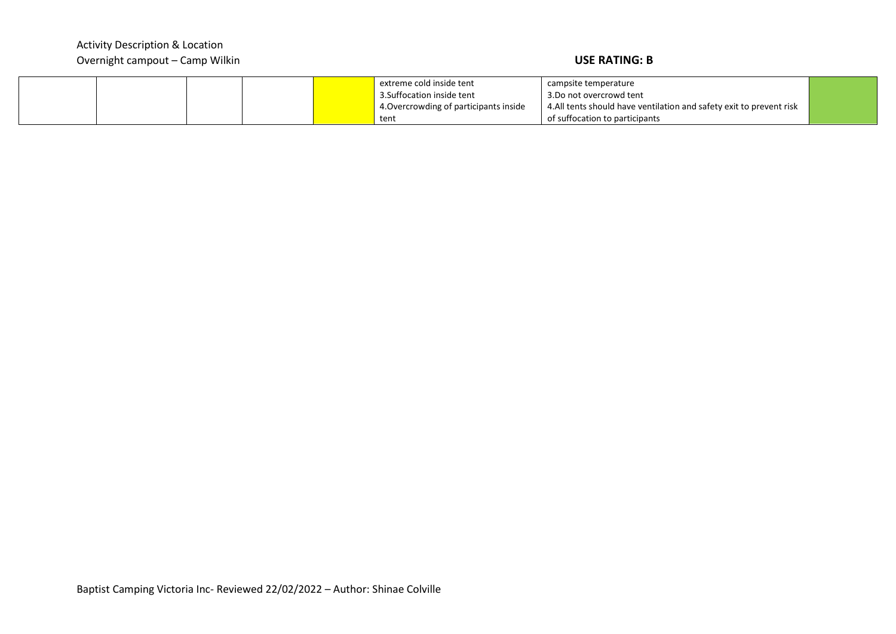Activity Description & Location
Overnight campout – Camp Wilkin

**USE RATING: B**

| | | | | | | | |
|---|---|---|---|---|---|---|---|
| | | | | | extreme cold inside tent<br>3.Suffocation inside tent<br>4.Overcrowding of participants inside tent | campsite temperature<br>3.Do not overcrowd tent<br>4.All tents should have ventilation and safety exit to prevent risk of suffocation to participants | |

Baptist Camping Victoria Inc- Reviewed 22/02/2022 – Author: Shinae Colville